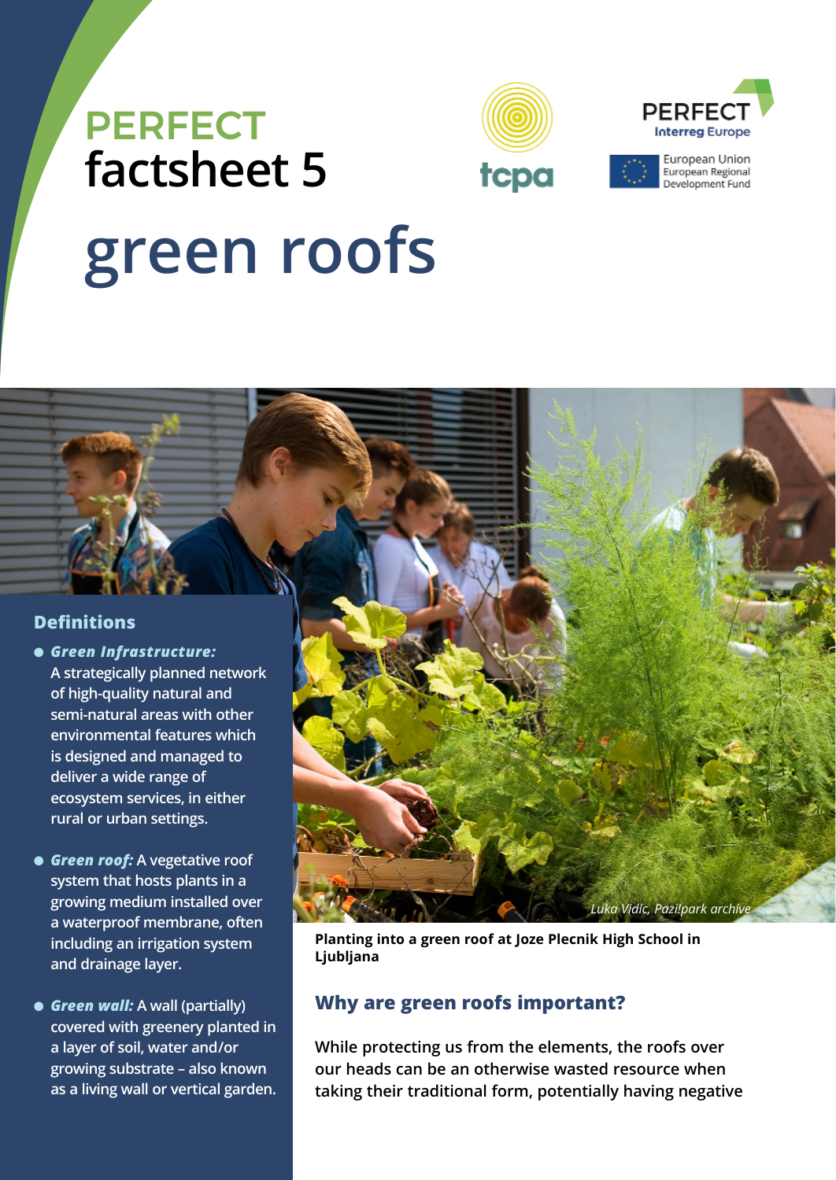# PERFECT factsheet 5

# green roofs

## Definitions

- ***Green Infrastructure:*** A strategically planned network of high-quality natural and semi-natural areas with other environmental features which is designed and managed to deliver a wide range of ecosystem services, in either rural or urban settings.
- ***Green roof:*** A vegetative roof system that hosts plants in a growing medium installed over a waterproof membrane, often including an irrigation system and drainage layer.
- ***Green wall:*** A wall (partially) covered with greenery planted in a layer of soil, water and/or growing substrate – also known as a living wall or vertical garden.

*Luka Vidic, Pazi!park archive*

**Planting into a green roof at Joze Plecnik High School in Ljubljana**

## Why are green roofs important?

**While protecting us from the elements, the roofs over our heads can be an otherwise wasted resource when taking their traditional form, potentially having negative**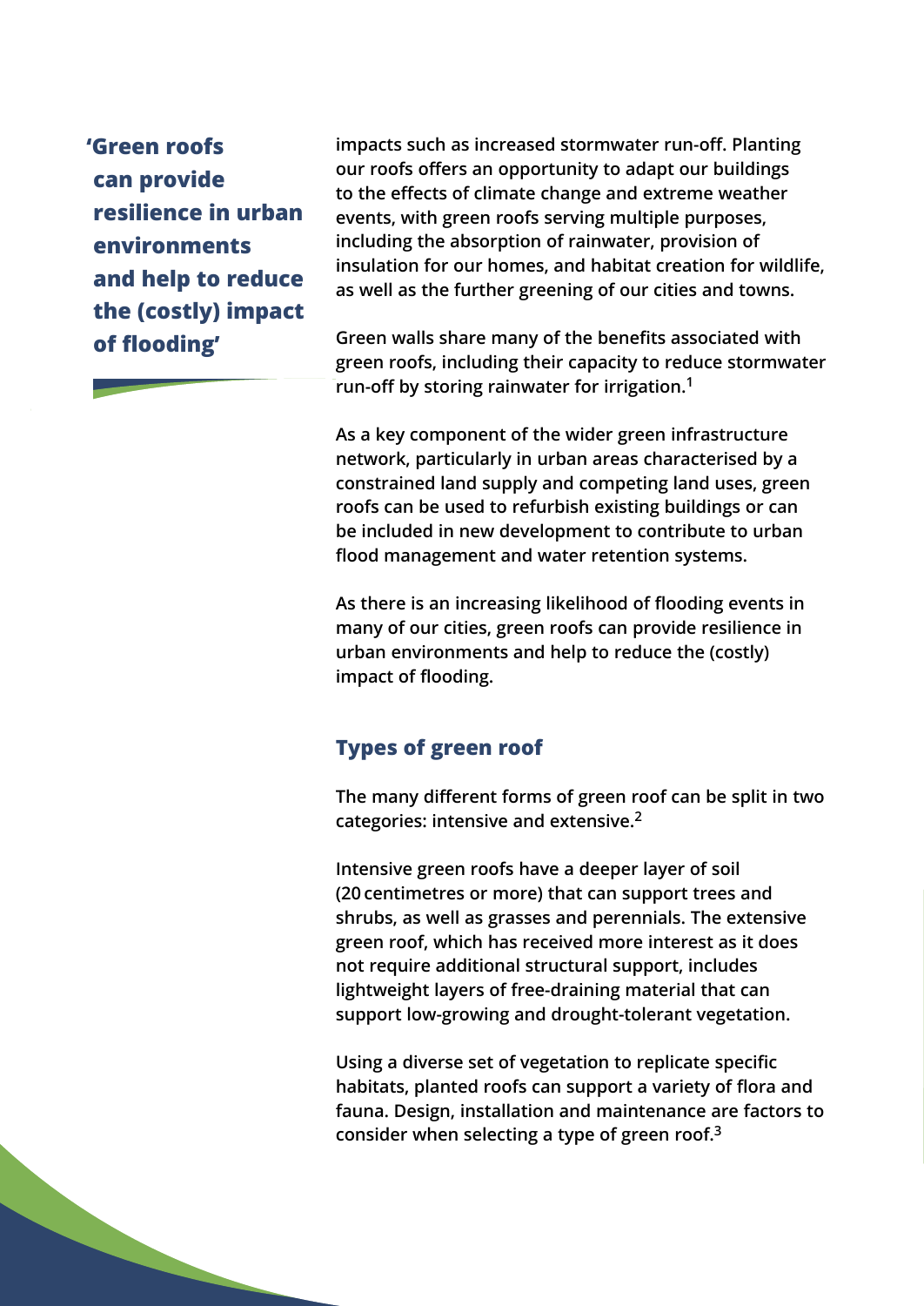> **'Green roofs can provide resilience in urban environments and help to reduce the (costly) impact of flooding'**

impacts such as increased stormwater run-off. Planting our roofs offers an opportunity to adapt our buildings to the effects of climate change and extreme weather events, with green roofs serving multiple purposes, including the absorption of rainwater, provision of insulation for our homes, and habitat creation for wildlife, as well as the further greening of our cities and towns.

Green walls share many of the benefits associated with green roofs, including their capacity to reduce stormwater run-off by storing rainwater for irrigation.[1]

As a key component of the wider green infrastructure network, particularly in urban areas characterised by a constrained land supply and competing land uses, green roofs can be used to refurbish existing buildings or can be included in new development to contribute to urban flood management and water retention systems.

As there is an increasing likelihood of flooding events in many of our cities, green roofs can provide resilience in urban environments and help to reduce the (costly) impact of flooding.

## Types of green roof

The many different forms of green roof can be split in two categories: intensive and extensive.[2]

Intensive green roofs have a deeper layer of soil (20 centimetres or more) that can support trees and shrubs, as well as grasses and perennials. The extensive green roof, which has received more interest as it does not require additional structural support, includes lightweight layers of free-draining material that can support low-growing and drought-tolerant vegetation.

Using a diverse set of vegetation to replicate specific habitats, planted roofs can support a variety of flora and fauna. Design, installation and maintenance are factors to consider when selecting a type of green roof.[3]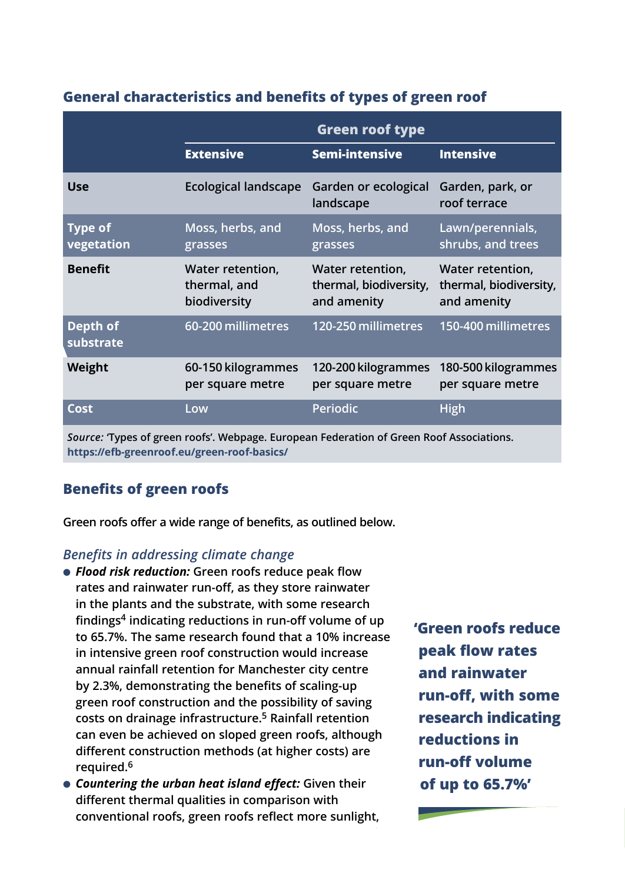### General characteristics and benefits of types of green roof

| | Green roof type | | |
|---|---|---|---|
| | **Extensive** | **Semi-intensive** | **Intensive** |
| **Use** | Ecological landscape | Garden or ecological landscape | Garden, park, or roof terrace |
| **Type of vegetation** | Moss, herbs, and grasses | Moss, herbs, and grasses | Lawn/perennials, shrubs, and trees |
| **Benefit** | Water retention, thermal, and biodiversity | Water retention, thermal, biodiversity, and amenity | Water retention, thermal, biodiversity, and amenity |
| **Depth of substrate** | 60-200 millimetres | 120-250 millimetres | 150-400 millimetres |
| **Weight** | 60-150 kilogrammes per square metre | 120-200 kilogrammes per square metre | 180-500 kilogrammes per square metre |
| **Cost** | Low | Periodic | High |

*Source:* 'Types of green roofs'. Webpage. European Federation of Green Roof Associations. https://efb-greenroof.eu/green-roof-basics/

## Benefits of green roofs

Green roofs offer a wide range of benefits, as outlined below.

### *Benefits in addressing climate change*

- ***Flood risk reduction:*** Green roofs reduce peak flow rates and rainwater run-off, as they store rainwater in the plants and the substrate, with some research findings[4] indicating reductions in run-off volume of up to 65.7%. The same research found that a 10% increase in intensive green roof construction would increase annual rainfall retention for Manchester city centre by 2.3%, demonstrating the benefits of scaling-up green roof construction and the possibility of saving costs on drainage infrastructure.[5] Rainfall retention can even be achieved on sloped green roofs, although different construction methods (at higher costs) are required.[6]
- ***Countering the urban heat island effect:*** Given their different thermal qualities in comparison with conventional roofs, green roofs reflect more sunlight,

**'Green roofs reduce peak flow rates and rainwater run-off, with some research indicating reductions in run-off volume of up to 65.7%'**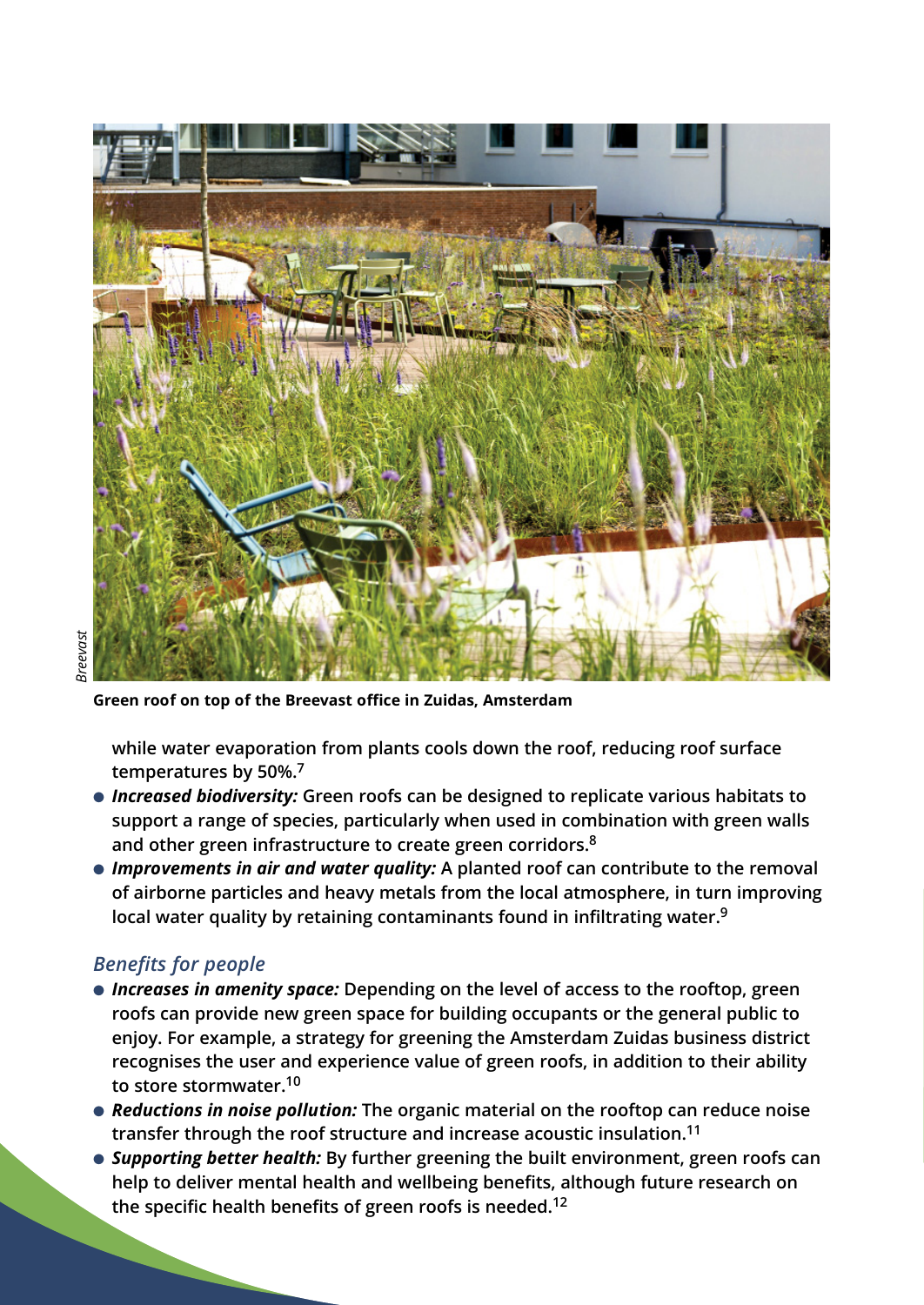Green roof on top of the Breevast office in Zuidas, Amsterdam

while water evaporation from plants cools down the roof, reducing roof surface temperatures by 50%.[7]

- ***Increased biodiversity:*** Green roofs can be designed to replicate various habitats to support a range of species, particularly when used in combination with green walls and other green infrastructure to create green corridors.[8]
- ***Improvements in air and water quality:*** A planted roof can contribute to the removal of airborne particles and heavy metals from the local atmosphere, in turn improving local water quality by retaining contaminants found in infiltrating water.[9]

## *Benefits for people*

- ***Increases in amenity space:*** Depending on the level of access to the rooftop, green roofs can provide new green space for building occupants or the general public to enjoy. For example, a strategy for greening the Amsterdam Zuidas business district recognises the user and experience value of green roofs, in addition to their ability to store stormwater.[10]
- ***Reductions in noise pollution:*** The organic material on the rooftop can reduce noise transfer through the roof structure and increase acoustic insulation.[11]
- ***Supporting better health:*** By further greening the built environment, green roofs can help to deliver mental health and wellbeing benefits, although future research on the specific health benefits of green roofs is needed.[12]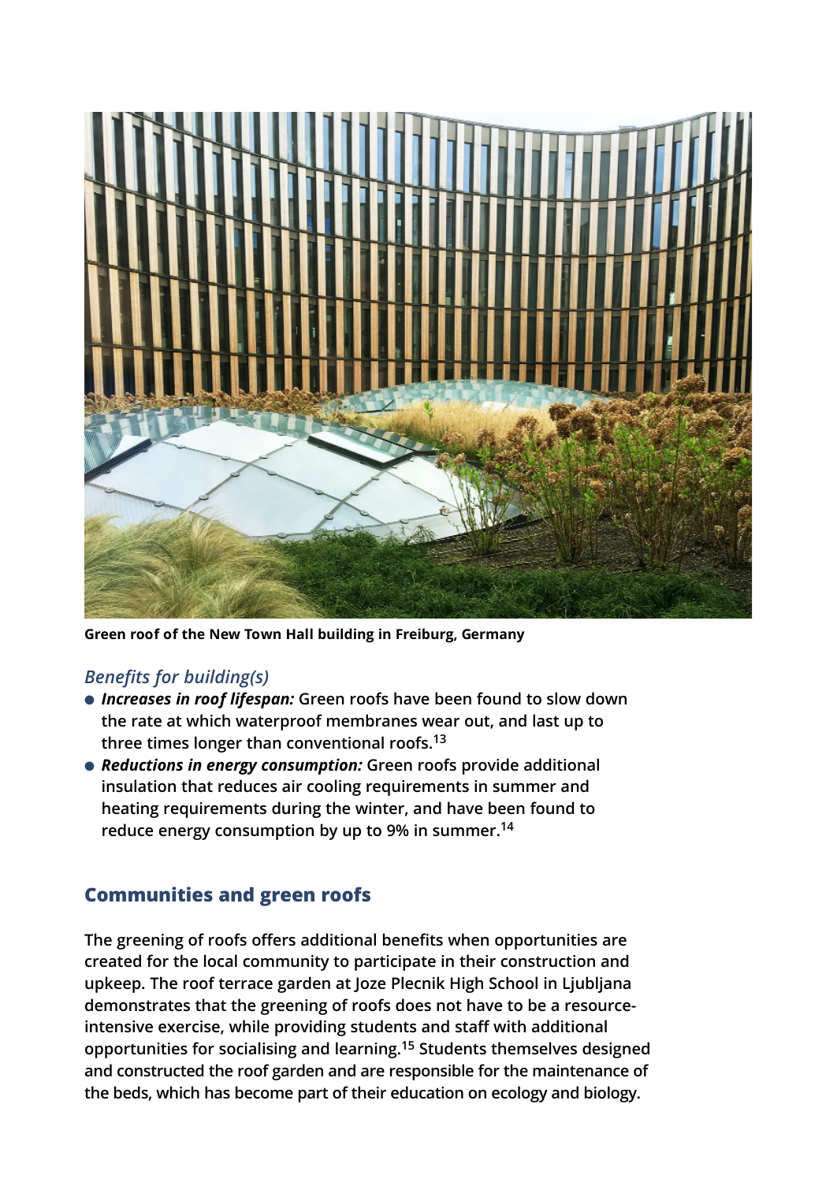**Green roof of the New Town Hall building in Freiburg, Germany**

### *Benefits for building(s)*

- ***Increases in roof lifespan:*** **Green roofs have been found to slow down the rate at which waterproof membranes wear out, and last up to three times longer than conventional roofs.[13]**
- ***Reductions in energy consumption:*** **Green roofs provide additional insulation that reduces air cooling requirements in summer and heating requirements during the winter, and have been found to reduce energy consumption by up to 9% in summer.[14]**

## Communities and green roofs

**The greening of roofs offers additional benefits when opportunities are created for the local community to participate in their construction and upkeep. The roof terrace garden at Joze Plecnik High School in Ljubljana demonstrates that the greening of roofs does not have to be a resource-intensive exercise, while providing students and staff with additional opportunities for socialising and learning.[15] Students themselves designed and constructed the roof garden and are responsible for the maintenance of the beds, which has become part of their education on ecology and biology.**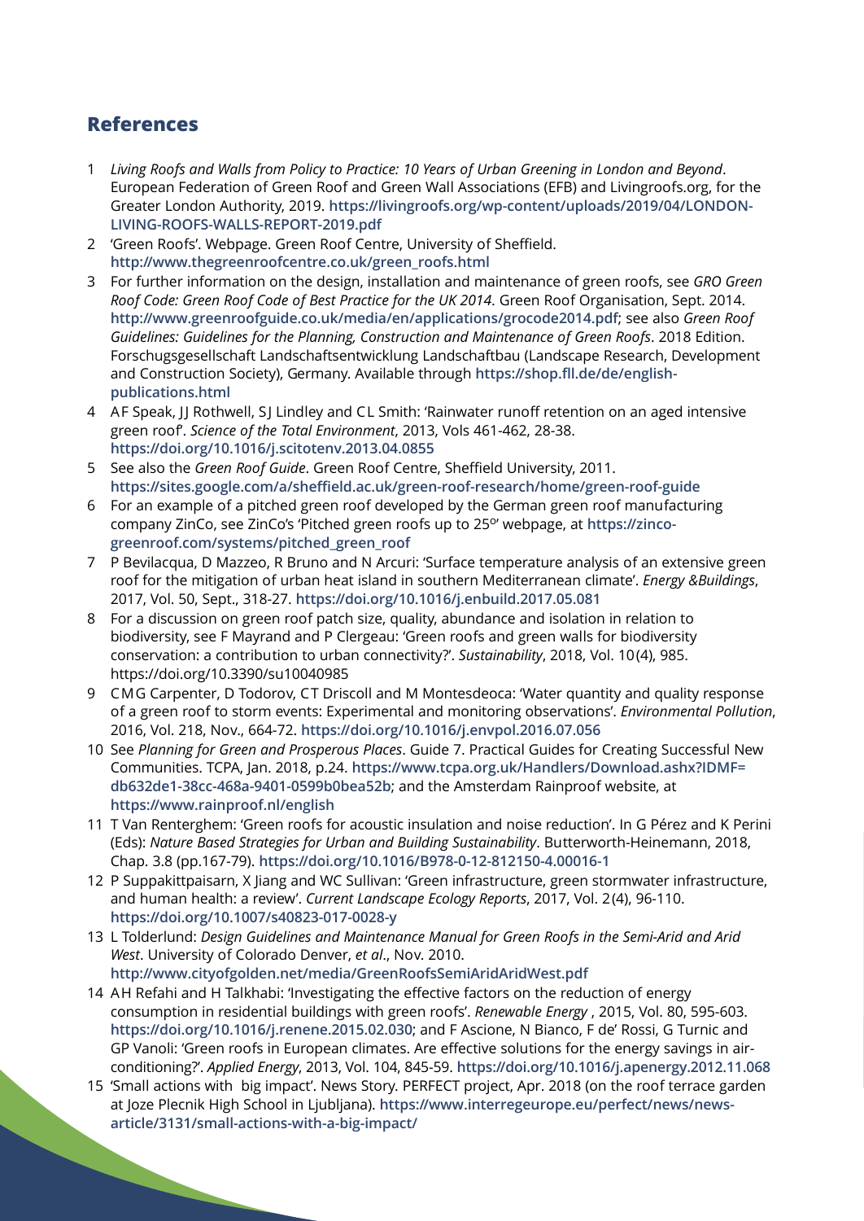## References

1. *Living Roofs and Walls from Policy to Practice: 10 Years of Urban Greening in London and Beyond*. European Federation of Green Roof and Green Wall Associations (EFB) and Livingroofs.org, for the Greater London Authority, 2019. **https://livingroofs.org/wp-content/uploads/2019/04/LONDON-LIVING-ROOFS-WALLS-REPORT-2019.pdf**
2. 'Green Roofs'. Webpage. Green Roof Centre, University of Sheffield. **http://www.thegreenroofcentre.co.uk/green_roofs.html**
3. For further information on the design, installation and maintenance of green roofs, see *GRO Green Roof Code: Green Roof Code of Best Practice for the UK 2014*. Green Roof Organisation, Sept. 2014. **http://www.greenroofguide.co.uk/media/en/applications/grocode2014.pdf**; see also *Green Roof Guidelines: Guidelines for the Planning, Construction and Maintenance of Green Roofs*. 2018 Edition. Forschugsgesellschaft Landschaftsentwicklung Landschaftbau (Landscape Research, Development and Construction Society), Germany. Available through **https://shop.fll.de/de/english-publications.html**
4. AF Speak, JJ Rothwell, SJ Lindley and CL Smith: 'Rainwater runoff retention on an aged intensive green roof'. *Science of the Total Environment*, 2013, Vols 461-462, 28-38. **https://doi.org/10.1016/j.scitotenv.2013.04.0855**
5. See also the *Green Roof Guide*. Green Roof Centre, Sheffield University, 2011. **https://sites.google.com/a/sheffield.ac.uk/green-roof-research/home/green-roof-guide**
6. For an example of a pitched green roof developed by the German green roof manufacturing company ZinCo, see ZinCo's 'Pitched green roofs up to 25º' webpage, at **https://zinco-greenroof.com/systems/pitched_green_roof**
7. P Bevilacqua, D Mazzeo, R Bruno and N Arcuri: 'Surface temperature analysis of an extensive green roof for the mitigation of urban heat island in southern Mediterranean climate'. *Energy &Buildings*, 2017, Vol. 50, Sept., 318-27. **https://doi.org/10.1016/j.enbuild.2017.05.081**
8. For a discussion on green roof patch size, quality, abundance and isolation in relation to biodiversity, see F Mayrand and P Clergeau: 'Green roofs and green walls for biodiversity conservation: a contribution to urban connectivity?'. *Sustainability*, 2018, Vol. 10(4), 985. https://doi.org/10.3390/su10040985
9. CMG Carpenter, D Todorov, CT Driscoll and M Montesdeoca: 'Water quantity and quality response of a green roof to storm events: Experimental and monitoring observations'. *Environmental Pollution*, 2016, Vol. 218, Nov., 664-72. **https://doi.org/10.1016/j.envpol.2016.07.056**
10. See *Planning for Green and Prosperous Places*. Guide 7. Practical Guides for Creating Successful New Communities. TCPA, Jan. 2018, p.24. **https://www.tcpa.org.uk/Handlers/Download.ashx?IDMF=db632de1-38cc-468a-9401-0599b0bea52b**; and the Amsterdam Rainproof website, at **https://www.rainproof.nl/english**
11. T Van Renterghem: 'Green roofs for acoustic insulation and noise reduction'. In G Pérez and K Perini (Eds): *Nature Based Strategies for Urban and Building Sustainability*. Butterworth-Heinemann, 2018, Chap. 3.8 (pp.167-79). **https://doi.org/10.1016/B978-0-12-812150-4.00016-1**
12. P Suppakittpaisarn, X Jiang and WC Sullivan: 'Green infrastructure, green stormwater infrastructure, and human health: a review'. *Current Landscape Ecology Reports*, 2017, Vol. 2(4), 96-110. **https://doi.org/10.1007/s40823-017-0028-y**
13. L Tolderlund: *Design Guidelines and Maintenance Manual for Green Roofs in the Semi-Arid and Arid West*. University of Colorado Denver, *et al*., Nov. 2010. **http://www.cityofgolden.net/media/GreenRoofsSemiAridAridWest.pdf**
14. AH Refahi and H Talkhabi: 'Investigating the effective factors on the reduction of energy consumption in residential buildings with green roofs'. *Renewable Energy* , 2015, Vol. 80, 595-603. **https://doi.org/10.1016/j.renene.2015.02.030**; and F Ascione, N Bianco, F de' Rossi, G Turnic and GP Vanoli: 'Green roofs in European climates. Are effective solutions for the energy savings in air-conditioning?'. *Applied Energy*, 2013, Vol. 104, 845-59. **https://doi.org/10.1016/j.apenergy.2012.11.068**
15. 'Small actions with big impact'. News Story. PERFECT project, Apr. 2018 (on the roof terrace garden at Joze Plecnik High School in Ljubljana). **https://www.interregeurope.eu/perfect/news/news-article/3131/small-actions-with-a-big-impact/**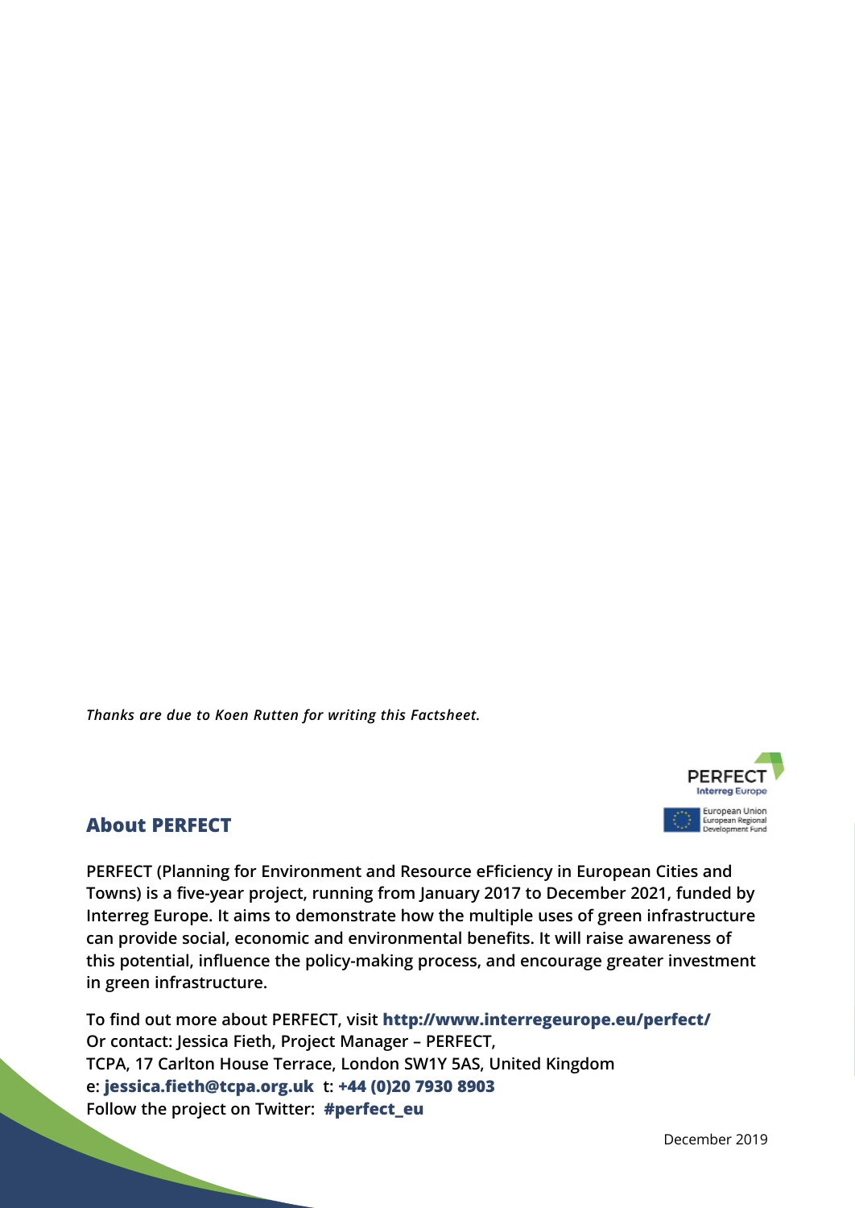*Thanks are due to Koen Rutten for writing this Factsheet.*

PERFECT
Interreg Europe
European Union
European Regional Development Fund

## About PERFECT

**PERFECT (Planning for Environment and Resource eFficiency in European Cities and Towns) is a five-year project, running from January 2017 to December 2021, funded by Interreg Europe. It aims to demonstrate how the multiple uses of green infrastructure can provide social, economic and environmental benefits. It will raise awareness of this potential, influence the policy-making process, and encourage greater investment in green infrastructure.**

**To find out more about PERFECT, visit http://www.interregeurope.eu/perfect/**
**Or contact: Jessica Fieth, Project Manager – PERFECT,**
**TCPA, 17 Carlton House Terrace, London SW1Y 5AS, United Kingdom**
**e: jessica.fieth@tcpa.org.uk t: +44 (0)20 7930 8903**
**Follow the project on Twitter: #perfect_eu**

December 2019